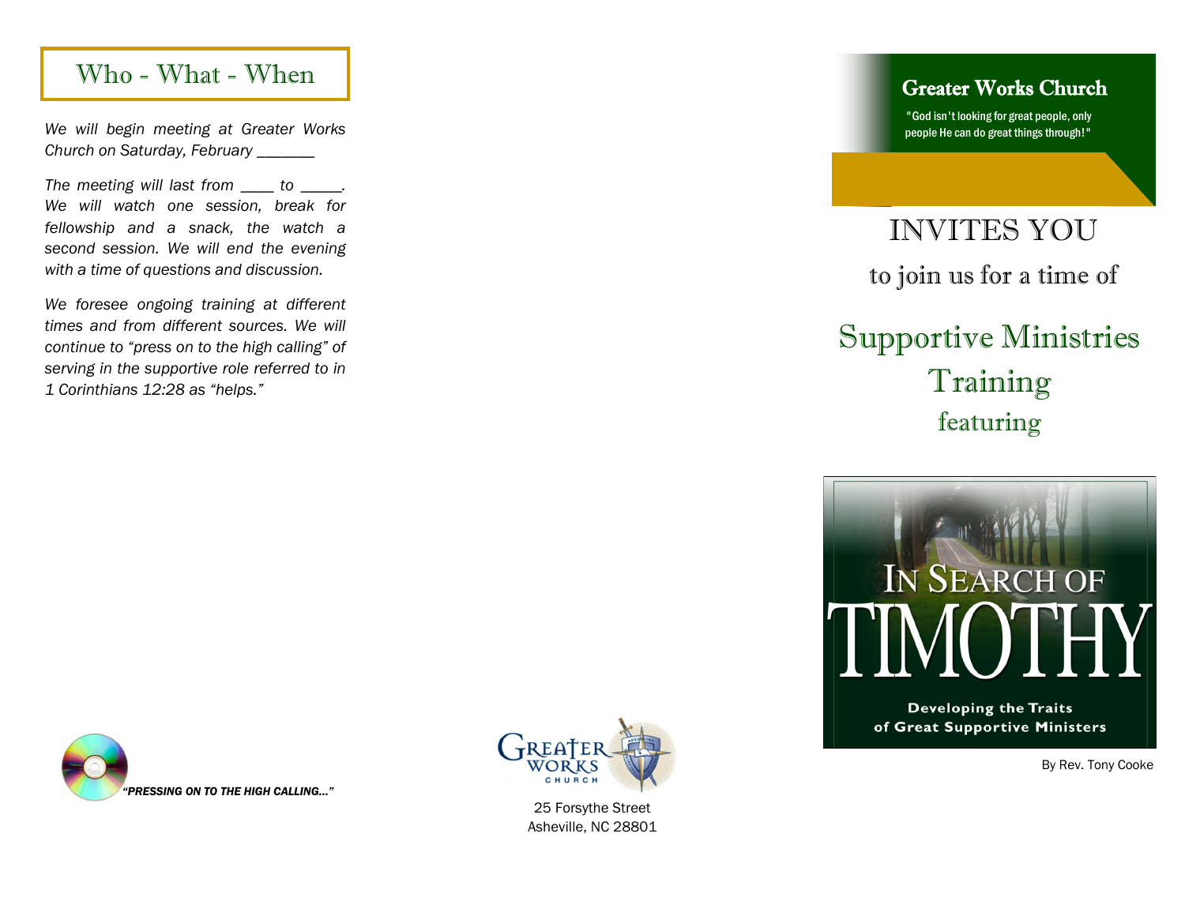## Who - What - When

*We will begin meeting at Greater Works Church on Saturday, February _______*

*The meeting will last from ____ to _____. We will watch one session, break for fellowship and a snack, the watch a second session. We will end the evening with a time of questions and discussion.*

*We foresee ongoing training at different times and from different sources. We will continue to "press on to the high calling" of serving in the supportive role referred to in 1 Corinthians 12:28 as "helps."*

***"PRESSING ON TO THE HIGH CALLING…"***

GREATER WORKS CHURCH

25 Forsythe Street
Asheville, NC 28801

## Greater Works Church

"God isn't looking for great people, only people He can do great things through!"

# INVITES YOU

to join us for a time of

# Supportive Ministries Training

featuring

# IN SEARCH OF TIMOTHY

**Developing the Traits of Great Supportive Ministers**

By Rev. Tony Cooke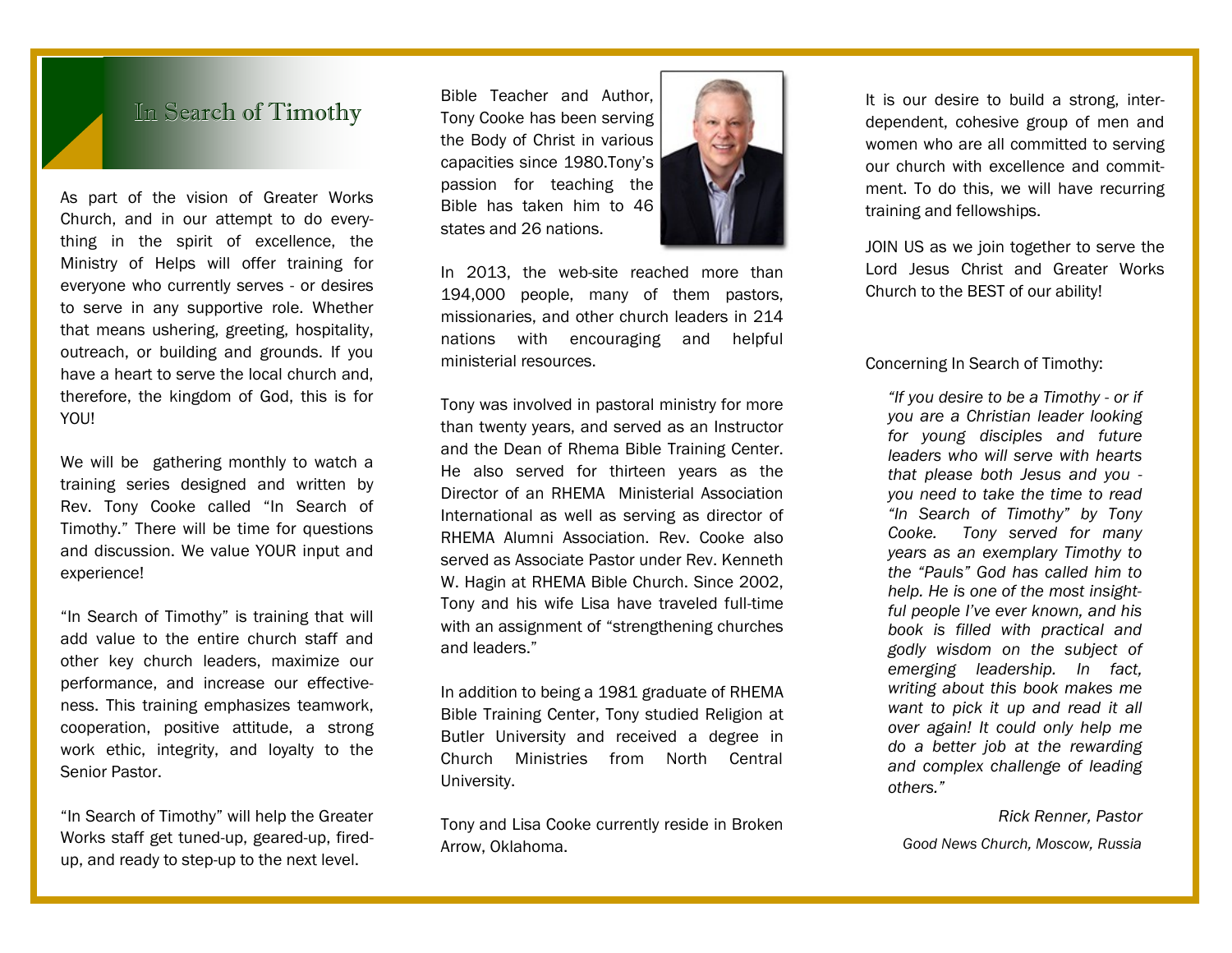# In Search of Timothy

As part of the vision of Greater Works Church, and in our attempt to do everything in the spirit of excellence, the Ministry of Helps will offer training for everyone who currently serves - or desires to serve in any supportive role. Whether that means ushering, greeting, hospitality, outreach, or building and grounds. If you have a heart to serve the local church and, therefore, the kingdom of God, this is for YOU!

We will be gathering monthly to watch a training series designed and written by Rev. Tony Cooke called "In Search of Timothy." There will be time for questions and discussion. We value YOUR input and experience!

"In Search of Timothy" is training that will add value to the entire church staff and other key church leaders, maximize our performance, and increase our effectiveness. This training emphasizes teamwork, cooperation, positive attitude, a strong work ethic, integrity, and loyalty to the Senior Pastor.

"In Search of Timothy" will help the Greater Works staff get tuned-up, geared-up, fired-up, and ready to step-up to the next level.

Bible Teacher and Author, Tony Cooke has been serving the Body of Christ in various capacities since 1980.Tony's passion for teaching the Bible has taken him to 46 states and 26 nations.

In 2013, the web-site reached more than 194,000 people, many of them pastors, missionaries, and other church leaders in 214 nations with encouraging and helpful ministerial resources.

Tony was involved in pastoral ministry for more than twenty years, and served as an Instructor and the Dean of Rhema Bible Training Center. He also served for thirteen years as the Director of an RHEMA Ministerial Association International as well as serving as director of RHEMA Alumni Association. Rev. Cooke also served as Associate Pastor under Rev. Kenneth W. Hagin at RHEMA Bible Church. Since 2002, Tony and his wife Lisa have traveled full-time with an assignment of "strengthening churches and leaders."

In addition to being a 1981 graduate of RHEMA Bible Training Center, Tony studied Religion at Butler University and received a degree in Church Ministries from North Central University.

Tony and Lisa Cooke currently reside in Broken Arrow, Oklahoma.

It is our desire to build a strong, interdependent, cohesive group of men and women who are all committed to serving our church with excellence and commitment. To do this, we will have recurring training and fellowships.

JOIN US as we join together to serve the Lord Jesus Christ and Greater Works Church to the BEST of our ability!

Concerning In Search of Timothy:

> *"If you desire to be a Timothy - or if you are a Christian leader looking for young disciples and future leaders who will serve with hearts that please both Jesus and you - you need to take the time to read "In Search of Timothy" by Tony Cooke. Tony served for many years as an exemplary Timothy to the "Pauls" God has called him to help. He is one of the most insightful people I've ever known, and his book is filled with practical and godly wisdom on the subject of emerging leadership. In fact, writing about this book makes me want to pick it up and read it all over again! It could only help me do a better job at the rewarding and complex challenge of leading others."*
>
> *Rick Renner, Pastor*
>
> *Good News Church, Moscow, Russia*